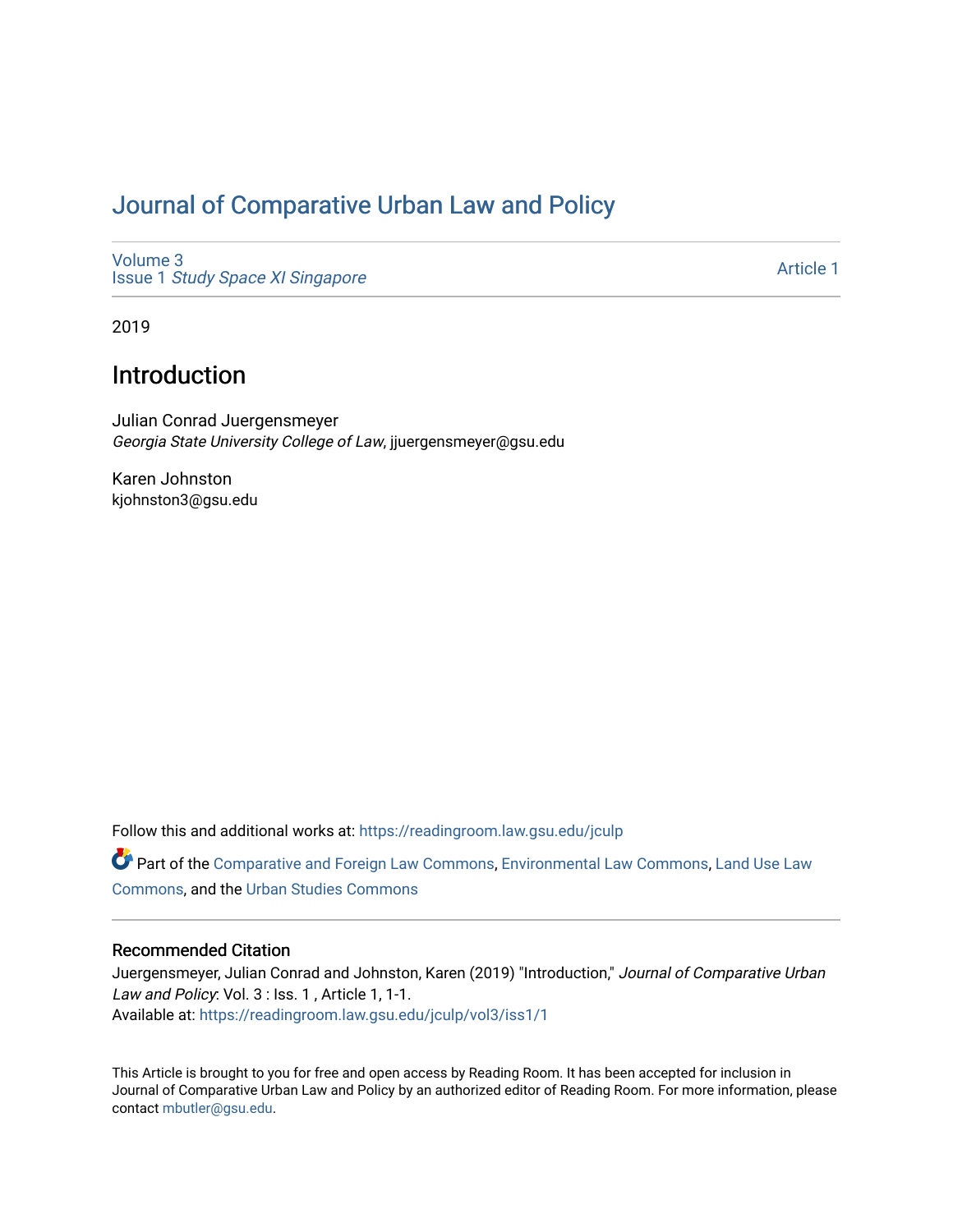# Journal of Comparative Urban Law and Policy

Volume 3
Issue 1 *Study Space XI Singapore*

Article 1

2019

## Introduction

Julian Conrad Juergensmeyer
*Georgia State University College of Law*, jjuergensmeyer@gsu.edu

Karen Johnston
kjohnston3@gsu.edu

Follow this and additional works at: https://readingroom.law.gsu.edu/jculp

Part of the Comparative and Foreign Law Commons, Environmental Law Commons, Land Use Law Commons, and the Urban Studies Commons

### Recommended Citation

Juergensmeyer, Julian Conrad and Johnston, Karen (2019) "Introduction," *Journal of Comparative Urban Law and Policy*: Vol. 3 : Iss. 1 , Article 1, 1-1.
Available at: https://readingroom.law.gsu.edu/jculp/vol3/iss1/1

This Article is brought to you for free and open access by Reading Room. It has been accepted for inclusion in Journal of Comparative Urban Law and Policy by an authorized editor of Reading Room. For more information, please contact mbutler@gsu.edu.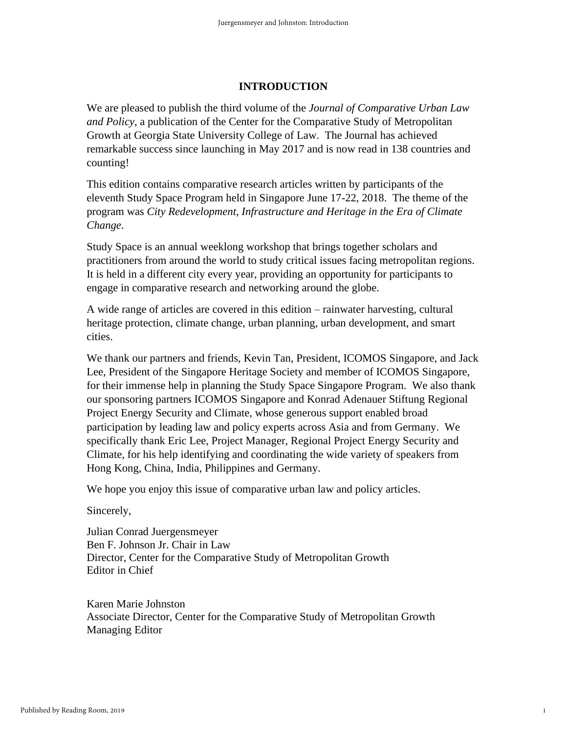# INTRODUCTION

We are pleased to publish the third volume of the *Journal of Comparative Urban Law and Policy*, a publication of the Center for the Comparative Study of Metropolitan Growth at Georgia State University College of Law. The Journal has achieved remarkable success since launching in May 2017 and is now read in 138 countries and counting!

This edition contains comparative research articles written by participants of the eleventh Study Space Program held in Singapore June 17-22, 2018. The theme of the program was *City Redevelopment, Infrastructure and Heritage in the Era of Climate Change*.

Study Space is an annual weeklong workshop that brings together scholars and practitioners from around the world to study critical issues facing metropolitan regions. It is held in a different city every year, providing an opportunity for participants to engage in comparative research and networking around the globe.

A wide range of articles are covered in this edition – rainwater harvesting, cultural heritage protection, climate change, urban planning, urban development, and smart cities.

We thank our partners and friends, Kevin Tan, President, ICOMOS Singapore, and Jack Lee, President of the Singapore Heritage Society and member of ICOMOS Singapore, for their immense help in planning the Study Space Singapore Program. We also thank our sponsoring partners ICOMOS Singapore and Konrad Adenauer Stiftung Regional Project Energy Security and Climate, whose generous support enabled broad participation by leading law and policy experts across Asia and from Germany. We specifically thank Eric Lee, Project Manager, Regional Project Energy Security and Climate, for his help identifying and coordinating the wide variety of speakers from Hong Kong, China, India, Philippines and Germany.

We hope you enjoy this issue of comparative urban law and policy articles.

Sincerely,

Julian Conrad Juergensmeyer
Ben F. Johnson Jr. Chair in Law
Director, Center for the Comparative Study of Metropolitan Growth
Editor in Chief

Karen Marie Johnston
Associate Director, Center for the Comparative Study of Metropolitan Growth
Managing Editor